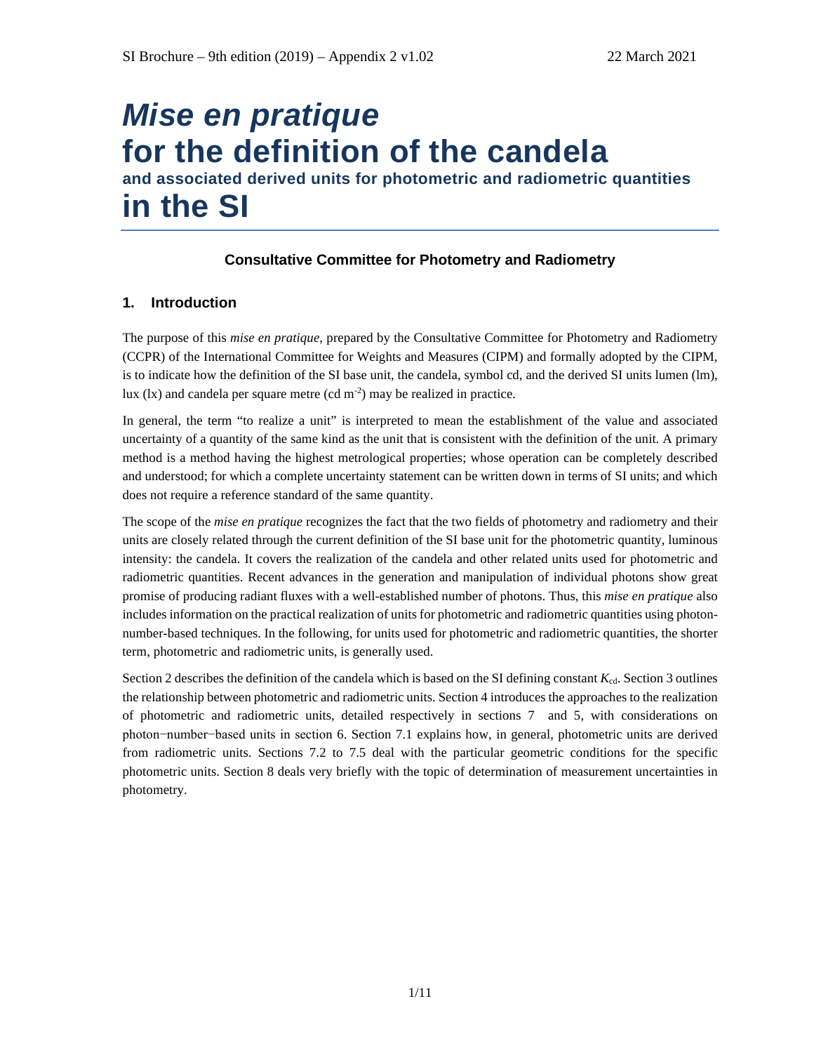# *Mise en pratique* for the definition of the candela

## and associated derived units for photometric and radiometric quantities

# in the SI

**Consultative Committee for Photometry and Radiometry**

## 1. Introduction

The purpose of this *mise en pratique*, prepared by the Consultative Committee for Photometry and Radiometry (CCPR) of the International Committee for Weights and Measures (CIPM) and formally adopted by the CIPM, is to indicate how the definition of the SI base unit, the candela, symbol cd, and the derived SI units lumen (lm), lux (lx) and candela per square metre (cd $m^{-2}$) may be realized in practice.

In general, the term "to realize a unit" is interpreted to mean the establishment of the value and associated uncertainty of a quantity of the same kind as the unit that is consistent with the definition of the unit. A primary method is a method having the highest metrological properties; whose operation can be completely described and understood; for which a complete uncertainty statement can be written down in terms of SI units; and which does not require a reference standard of the same quantity.

The scope of the *mise en pratique* recognizes the fact that the two fields of photometry and radiometry and their units are closely related through the current definition of the SI base unit for the photometric quantity, luminous intensity: the candela. It covers the realization of the candela and other related units used for photometric and radiometric quantities. Recent advances in the generation and manipulation of individual photons show great promise of producing radiant fluxes with a well-established number of photons. Thus, this *mise en pratique* also includes information on the practical realization of units for photometric and radiometric quantities using photon-number-based techniques. In the following, for units used for photometric and radiometric quantities, the shorter term, photometric and radiometric units, is generally used.

Section 2 describes the definition of the candela which is based on the SI defining constant $K_{cd}$. Section 3 outlines the relationship between photometric and radiometric units. Section 4 introduces the approaches to the realization of photometric and radiometric units, detailed respectively in sections 7 and 5, with considerations on photon−number−based units in section 6. Section 7.1 explains how, in general, photometric units are derived from radiometric units. Sections 7.2 to 7.5 deal with the particular geometric conditions for the specific photometric units. Section 8 deals very briefly with the topic of determination of measurement uncertainties in photometry.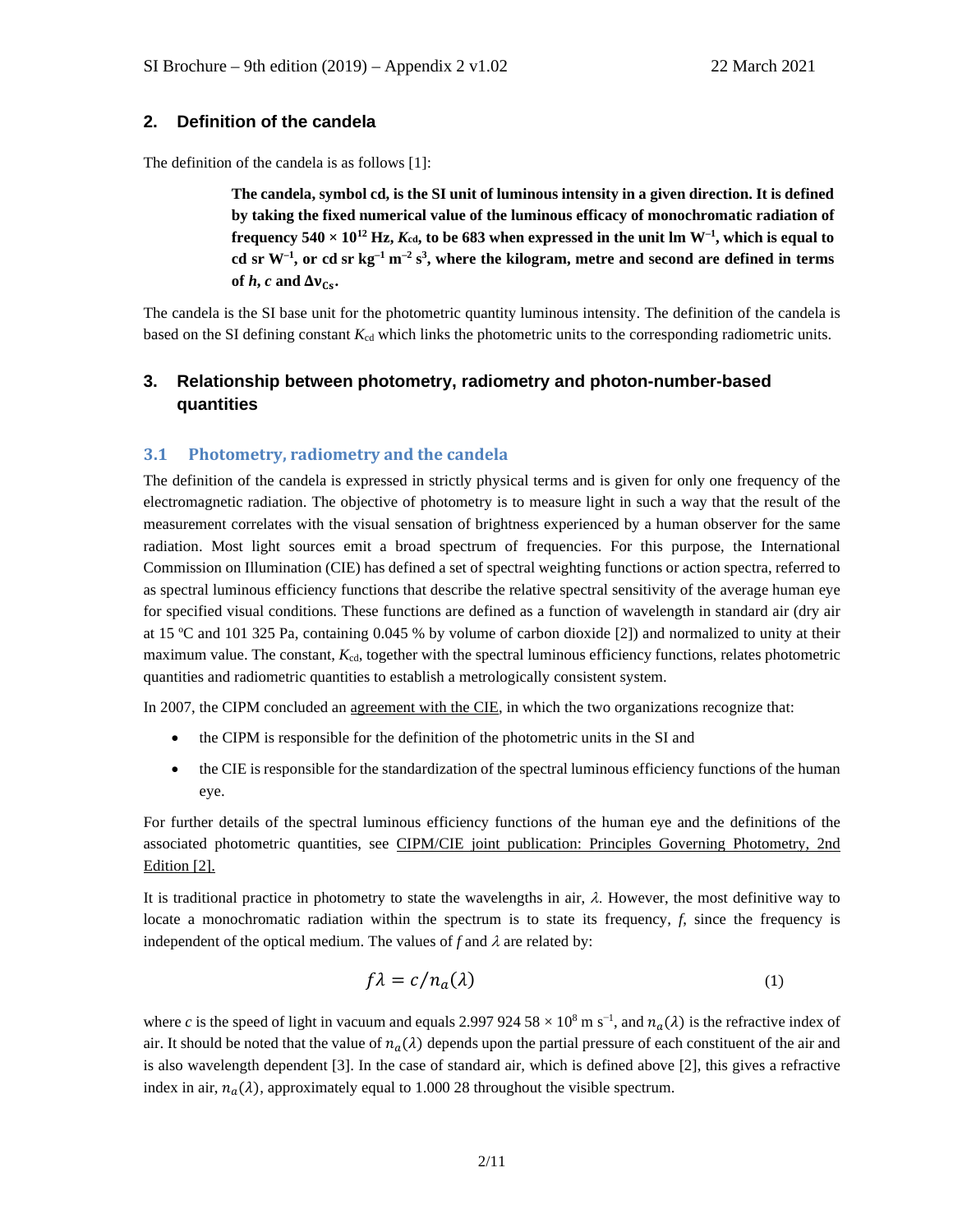## 2. Definition of the candela

The definition of the candela is as follows [1]:

> **The candela, symbol cd, is the SI unit of luminous intensity in a given direction. It is defined by taking the fixed numerical value of the luminous efficacy of monochromatic radiation of frequency 540 × $10^{12}$ Hz, $K_{cd}$, to be 683 when expressed in the unit lm $W^{-1}$, which is equal to cd sr $W^{-1}$, or cd sr $kg^{-1}$ $m^{-2}$ $s^3$, where the kilogram, metre and second are defined in terms of $h$, $c$ and $\Delta\nu_{Cs}$.**

The candela is the SI base unit for the photometric quantity luminous intensity. The definition of the candela is based on the SI defining constant $K_{cd}$ which links the photometric units to the corresponding radiometric units.

## 3. Relationship between photometry, radiometry and photon-number-based quantities

### 3.1 Photometry, radiometry and the candela

The definition of the candela is expressed in strictly physical terms and is given for only one frequency of the electromagnetic radiation. The objective of photometry is to measure light in such a way that the result of the measurement correlates with the visual sensation of brightness experienced by a human observer for the same radiation. Most light sources emit a broad spectrum of frequencies. For this purpose, the International Commission on Illumination (CIE) has defined a set of spectral weighting functions or action spectra, referred to as spectral luminous efficiency functions that describe the relative spectral sensitivity of the average human eye for specified visual conditions. These functions are defined as a function of wavelength in standard air (dry air at 15 ºC and 101 325 Pa, containing 0.045 % by volume of carbon dioxide [2]) and normalized to unity at their maximum value. The constant, $K_{cd}$, together with the spectral luminous efficiency functions, relates photometric quantities and radiometric quantities to establish a metrologically consistent system.

In 2007, the CIPM concluded an agreement with the CIE, in which the two organizations recognize that:

- the CIPM is responsible for the definition of the photometric units in the SI and
- the CIE is responsible for the standardization of the spectral luminous efficiency functions of the human eye.

For further details of the spectral luminous efficiency functions of the human eye and the definitions of the associated photometric quantities, see CIPM/CIE joint publication: Principles Governing Photometry, 2nd Edition [2].

It is traditional practice in photometry to state the wavelengths in air, $\lambda$. However, the most definitive way to locate a monochromatic radiation within the spectrum is to state its frequency, $f$, since the frequency is independent of the optical medium. The values of $f$ and $\lambda$ are related by:

$$f\lambda = c/n_a(\lambda) \tag{1}$$

where $c$ is the speed of light in vacuum and equals 2.997 924 58 × $10^8$ m $s^{-1}$, and $n_a(\lambda)$ is the refractive index of air. It should be noted that the value of $n_a(\lambda)$ depends upon the partial pressure of each constituent of the air and is also wavelength dependent [3]. In the case of standard air, which is defined above [2], this gives a refractive index in air, $n_a(\lambda)$, approximately equal to 1.000 28 throughout the visible spectrum.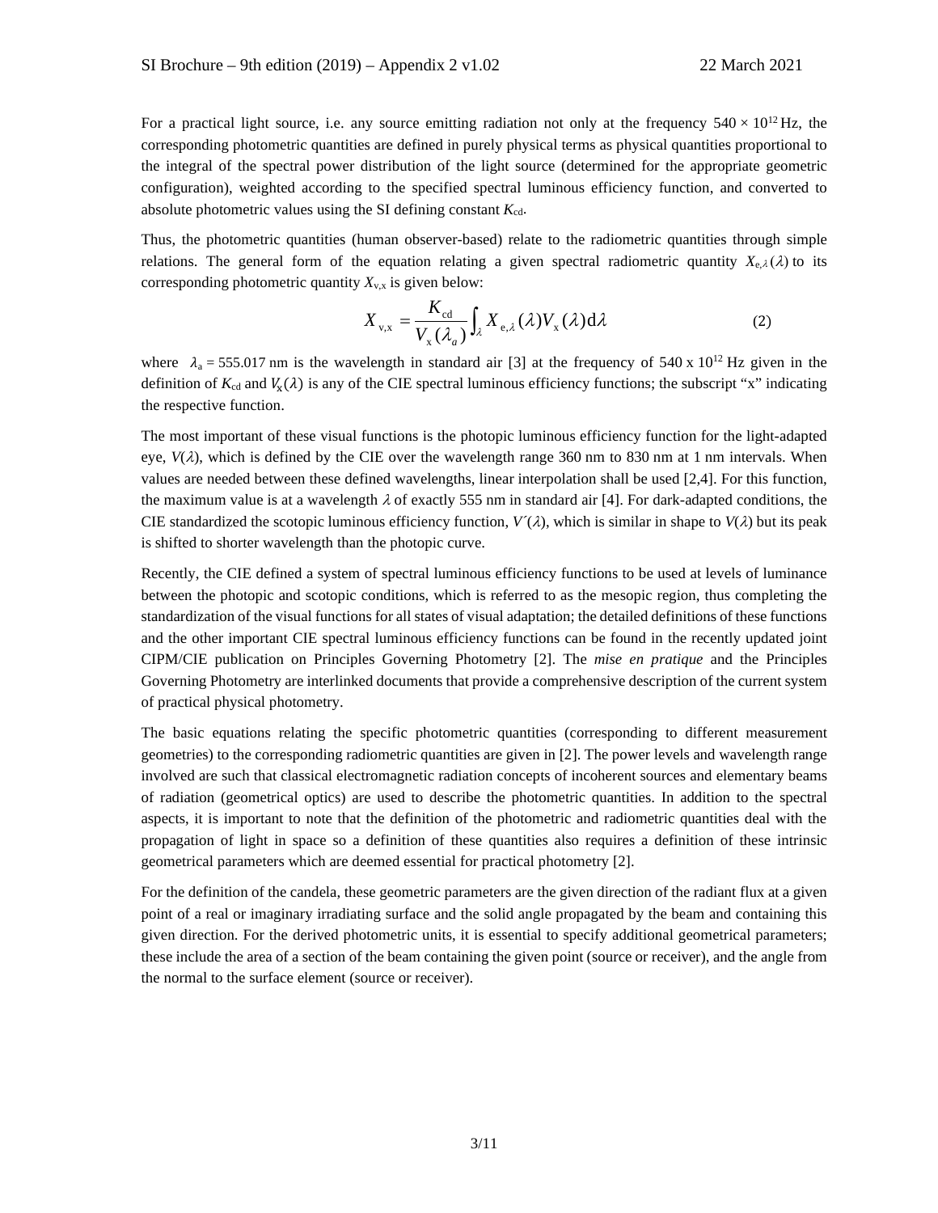For a practical light source, i.e. any source emitting radiation not only at the frequency $540 \times 10^{12}$ Hz, the corresponding photometric quantities are defined in purely physical terms as physical quantities proportional to the integral of the spectral power distribution of the light source (determined for the appropriate geometric configuration), weighted according to the specified spectral luminous efficiency function, and converted to absolute photometric values using the SI defining constant $K_{\mathrm{cd}}$.

Thus, the photometric quantities (human observer-based) relate to the radiometric quantities through simple relations. The general form of the equation relating a given spectral radiometric quantity $X_{\mathrm{e},\lambda}(\lambda)$ to its corresponding photometric quantity $X_{\mathrm{v,x}}$ is given below:

$$X_{\mathrm{v,x}} = \frac{K_{\mathrm{cd}}}{V_{\mathrm{x}}(\lambda_a)} \int_{\lambda} X_{\mathrm{e},\lambda}(\lambda) V_{\mathrm{x}}(\lambda) \mathrm{d}\lambda \tag{2}$$

where $\lambda_{\mathrm{a}} = 555.017$ nm is the wavelength in standard air [3] at the frequency of $540 \times 10^{12}$ Hz given in the definition of $K_{\mathrm{cd}}$ and $V_{\mathrm{x}}(\lambda)$ is any of the CIE spectral luminous efficiency functions; the subscript "x" indicating the respective function.

The most important of these visual functions is the photopic luminous efficiency function for the light-adapted eye, $V(\lambda)$, which is defined by the CIE over the wavelength range 360 nm to 830 nm at 1 nm intervals. When values are needed between these defined wavelengths, linear interpolation shall be used [2,4]. For this function, the maximum value is at a wavelength $\lambda$ of exactly 555 nm in standard air [4]. For dark-adapted conditions, the CIE standardized the scotopic luminous efficiency function, $V'(\lambda)$, which is similar in shape to $V(\lambda)$ but its peak is shifted to shorter wavelength than the photopic curve.

Recently, the CIE defined a system of spectral luminous efficiency functions to be used at levels of luminance between the photopic and scotopic conditions, which is referred to as the mesopic region, thus completing the standardization of the visual functions for all states of visual adaptation; the detailed definitions of these functions and the other important CIE spectral luminous efficiency functions can be found in the recently updated joint CIPM/CIE publication on Principles Governing Photometry [2]. The *mise en pratique* and the Principles Governing Photometry are interlinked documents that provide a comprehensive description of the current system of practical physical photometry.

The basic equations relating the specific photometric quantities (corresponding to different measurement geometries) to the corresponding radiometric quantities are given in [2]. The power levels and wavelength range involved are such that classical electromagnetic radiation concepts of incoherent sources and elementary beams of radiation (geometrical optics) are used to describe the photometric quantities. In addition to the spectral aspects, it is important to note that the definition of the photometric and radiometric quantities deal with the propagation of light in space so a definition of these quantities also requires a definition of these intrinsic geometrical parameters which are deemed essential for practical photometry [2].

For the definition of the candela, these geometric parameters are the given direction of the radiant flux at a given point of a real or imaginary irradiating surface and the solid angle propagated by the beam and containing this given direction. For the derived photometric units, it is essential to specify additional geometrical parameters; these include the area of a section of the beam containing the given point (source or receiver), and the angle from the normal to the surface element (source or receiver).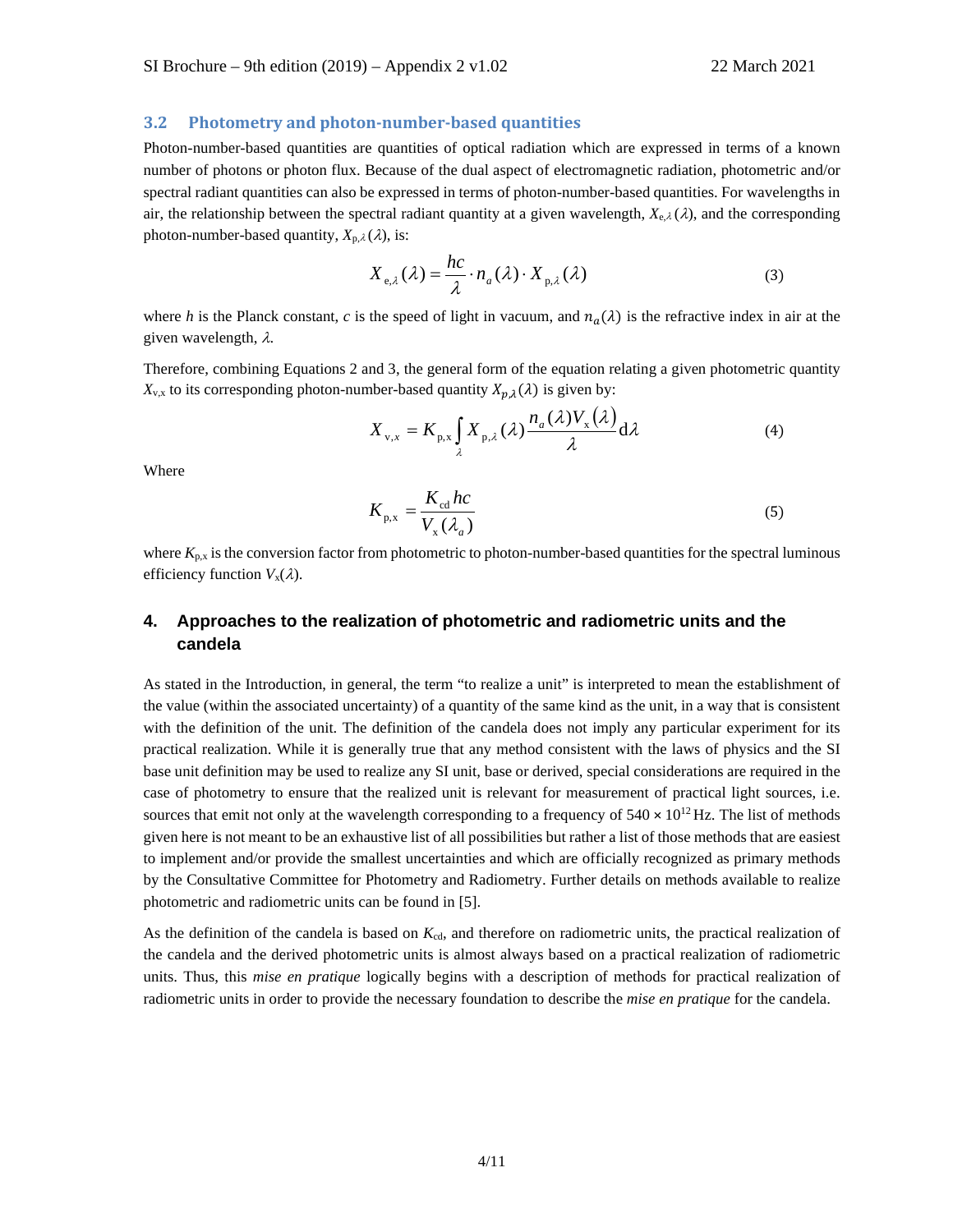### 3.2 Photometry and photon-number-based quantities

Photon-number-based quantities are quantities of optical radiation which are expressed in terms of a known number of photons or photon flux. Because of the dual aspect of electromagnetic radiation, photometric and/or spectral radiant quantities can also be expressed in terms of photon-number-based quantities. For wavelengths in air, the relationship between the spectral radiant quantity at a given wavelength, $X_{\mathrm{e},\lambda}(\lambda)$, and the corresponding photon-number-based quantity, $X_{\mathrm{p},\lambda}(\lambda)$, is:

$$X_{\mathrm{e},\lambda}(\lambda) = \frac{hc}{\lambda} \cdot n_a(\lambda) \cdot X_{\mathrm{p},\lambda}(\lambda) \tag{3}$$

where $h$ is the Planck constant, $c$ is the speed of light in vacuum, and $n_a(\lambda)$ is the refractive index in air at the given wavelength, $\lambda$.

Therefore, combining Equations 2 and 3, the general form of the equation relating a given photometric quantity $X_{\mathrm{v,x}}$ to its corresponding photon-number-based quantity $X_{p,\lambda}(\lambda)$ is given by:

$$X_{\mathrm{v},x} = K_{\mathrm{p,x}} \int_{\lambda} X_{\mathrm{p},\lambda}(\lambda) \frac{n_a(\lambda) V_{\mathrm{x}}(\lambda)}{\lambda} \mathrm{d}\lambda \tag{4}$$

Where

$$K_{\mathrm{p,x}} = \frac{K_{\mathrm{cd}}\, hc}{V_{\mathrm{x}}(\lambda_a)} \tag{5}$$

where $K_{\mathrm{p,x}}$ is the conversion factor from photometric to photon-number-based quantities for the spectral luminous efficiency function $V_{\mathrm{x}}(\lambda)$.

## 4. Approaches to the realization of photometric and radiometric units and the candela

As stated in the Introduction, in general, the term "to realize a unit" is interpreted to mean the establishment of the value (within the associated uncertainty) of a quantity of the same kind as the unit, in a way that is consistent with the definition of the unit. The definition of the candela does not imply any particular experiment for its practical realization. While it is generally true that any method consistent with the laws of physics and the SI base unit definition may be used to realize any SI unit, base or derived, special considerations are required in the case of photometry to ensure that the realized unit is relevant for measurement of practical light sources, i.e. sources that emit not only at the wavelength corresponding to a frequency of $540 \times 10^{12}$ Hz. The list of methods given here is not meant to be an exhaustive list of all possibilities but rather a list of those methods that are easiest to implement and/or provide the smallest uncertainties and which are officially recognized as primary methods by the Consultative Committee for Photometry and Radiometry. Further details on methods available to realize photometric and radiometric units can be found in [5].

As the definition of the candela is based on $K_{\mathrm{cd}}$, and therefore on radiometric units, the practical realization of the candela and the derived photometric units is almost always based on a practical realization of radiometric units. Thus, this *mise en pratique* logically begins with a description of methods for practical realization of radiometric units in order to provide the necessary foundation to describe the *mise en pratique* for the candela.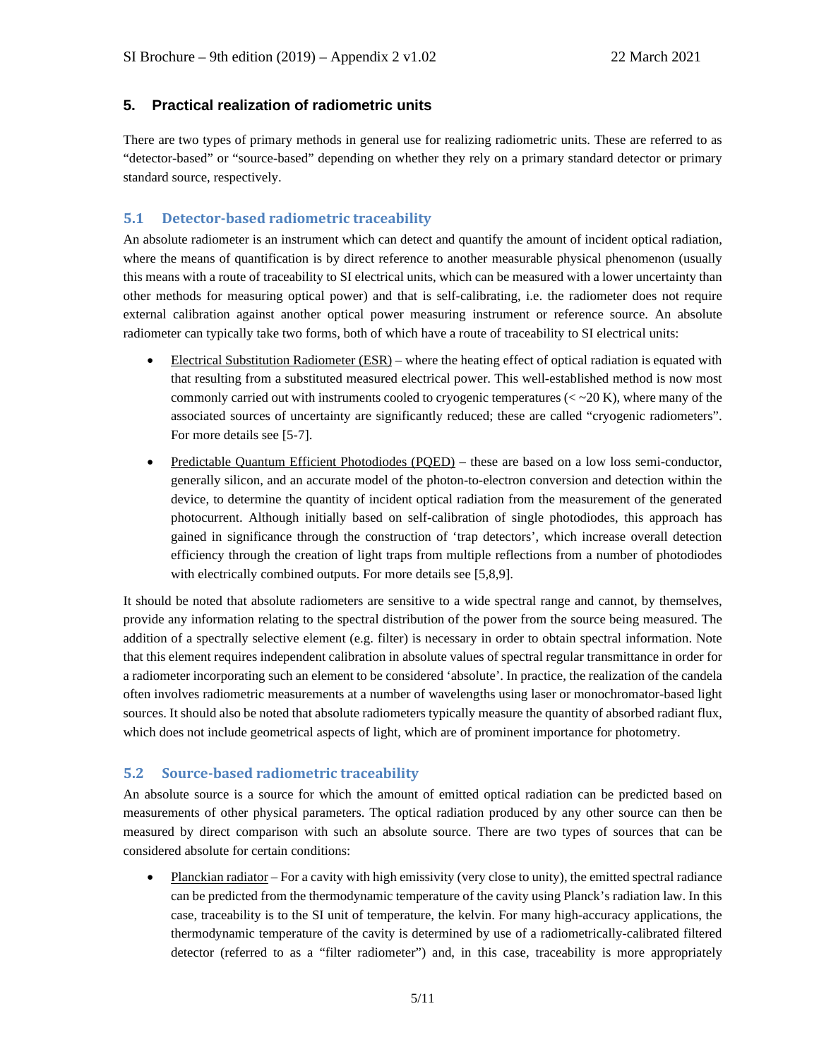## 5. Practical realization of radiometric units

There are two types of primary methods in general use for realizing radiometric units. These are referred to as "detector-based" or "source-based" depending on whether they rely on a primary standard detector or primary standard source, respectively.

### 5.1 Detector-based radiometric traceability

An absolute radiometer is an instrument which can detect and quantify the amount of incident optical radiation, where the means of quantification is by direct reference to another measurable physical phenomenon (usually this means with a route of traceability to SI electrical units, which can be measured with a lower uncertainty than other methods for measuring optical power) and that is self-calibrating, i.e. the radiometer does not require external calibration against another optical power measuring instrument or reference source. An absolute radiometer can typically take two forms, both of which have a route of traceability to SI electrical units:

- Electrical Substitution Radiometer (ESR) – where the heating effect of optical radiation is equated with that resulting from a substituted measured electrical power. This well-established method is now most commonly carried out with instruments cooled to cryogenic temperatures (< ~20 K), where many of the associated sources of uncertainty are significantly reduced; these are called "cryogenic radiometers". For more details see [5-7].
- Predictable Quantum Efficient Photodiodes (PQED) – these are based on a low loss semi-conductor, generally silicon, and an accurate model of the photon-to-electron conversion and detection within the device, to determine the quantity of incident optical radiation from the measurement of the generated photocurrent. Although initially based on self-calibration of single photodiodes, this approach has gained in significance through the construction of 'trap detectors', which increase overall detection efficiency through the creation of light traps from multiple reflections from a number of photodiodes with electrically combined outputs. For more details see [5,8,9].

It should be noted that absolute radiometers are sensitive to a wide spectral range and cannot, by themselves, provide any information relating to the spectral distribution of the power from the source being measured. The addition of a spectrally selective element (e.g. filter) is necessary in order to obtain spectral information. Note that this element requires independent calibration in absolute values of spectral regular transmittance in order for a radiometer incorporating such an element to be considered 'absolute'. In practice, the realization of the candela often involves radiometric measurements at a number of wavelengths using laser or monochromator-based light sources. It should also be noted that absolute radiometers typically measure the quantity of absorbed radiant flux, which does not include geometrical aspects of light, which are of prominent importance for photometry.

### 5.2 Source-based radiometric traceability

An absolute source is a source for which the amount of emitted optical radiation can be predicted based on measurements of other physical parameters. The optical radiation produced by any other source can then be measured by direct comparison with such an absolute source. There are two types of sources that can be considered absolute for certain conditions:

- Planckian radiator – For a cavity with high emissivity (very close to unity), the emitted spectral radiance can be predicted from the thermodynamic temperature of the cavity using Planck's radiation law. In this case, traceability is to the SI unit of temperature, the kelvin. For many high-accuracy applications, the thermodynamic temperature of the cavity is determined by use of a radiometrically-calibrated filtered detector (referred to as a "filter radiometer") and, in this case, traceability is more appropriately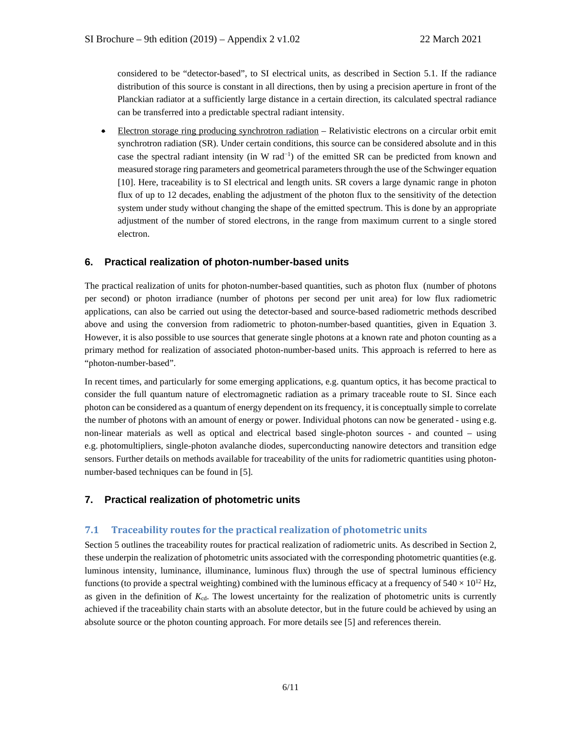considered to be "detector-based", to SI electrical units, as described in Section 5.1. If the radiance distribution of this source is constant in all directions, then by using a precision aperture in front of the Planckian radiator at a sufficiently large distance in a certain direction, its calculated spectral radiance can be transferred into a predictable spectral radiant intensity.

- Electron storage ring producing synchrotron radiation – Relativistic electrons on a circular orbit emit synchrotron radiation (SR). Under certain conditions, this source can be considered absolute and in this case the spectral radiant intensity (in W $rad^{-1}$) of the emitted SR can be predicted from known and measured storage ring parameters and geometrical parameters through the use of the Schwinger equation [10]. Here, traceability is to SI electrical and length units. SR covers a large dynamic range in photon flux of up to 12 decades, enabling the adjustment of the photon flux to the sensitivity of the detection system under study without changing the shape of the emitted spectrum. This is done by an appropriate adjustment of the number of stored electrons, in the range from maximum current to a single stored electron.

## 6. Practical realization of photon-number-based units

The practical realization of units for photon-number-based quantities, such as photon flux (number of photons per second) or photon irradiance (number of photons per second per unit area) for low flux radiometric applications, can also be carried out using the detector-based and source-based radiometric methods described above and using the conversion from radiometric to photon-number-based quantities, given in Equation 3. However, it is also possible to use sources that generate single photons at a known rate and photon counting as a primary method for realization of associated photon-number-based units. This approach is referred to here as "photon-number-based".

In recent times, and particularly for some emerging applications, e.g. quantum optics, it has become practical to consider the full quantum nature of electromagnetic radiation as a primary traceable route to SI. Since each photon can be considered as a quantum of energy dependent on its frequency, it is conceptually simple to correlate the number of photons with an amount of energy or power. Individual photons can now be generated - using e.g. non-linear materials as well as optical and electrical based single-photon sources - and counted – using e.g. photomultipliers, single-photon avalanche diodes, superconducting nanowire detectors and transition edge sensors. Further details on methods available for traceability of the units for radiometric quantities using photon-number-based techniques can be found in [5].

## 7. Practical realization of photometric units

### 7.1 Traceability routes for the practical realization of photometric units

Section 5 outlines the traceability routes for practical realization of radiometric units. As described in Section 2, these underpin the realization of photometric units associated with the corresponding photometric quantities (e.g. luminous intensity, luminance, illuminance, luminous flux) through the use of spectral luminous efficiency functions (to provide a spectral weighting) combined with the luminous efficacy at a frequency of $540 \times 10^{12}$ Hz, as given in the definition of $K_{cd}$. The lowest uncertainty for the realization of photometric units is currently achieved if the traceability chain starts with an absolute detector, but in the future could be achieved by using an absolute source or the photon counting approach. For more details see [5] and references therein.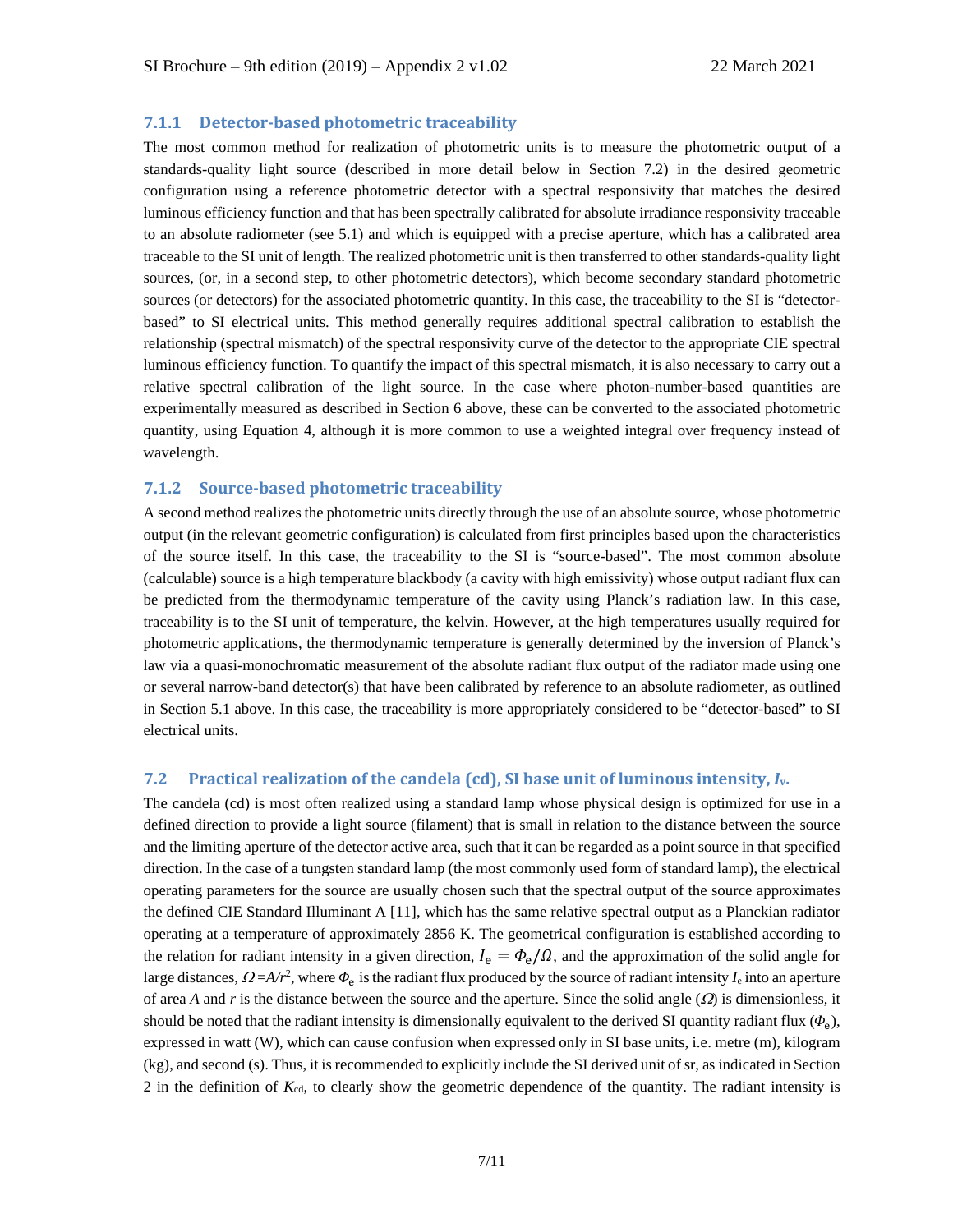### 7.1.1 Detector-based photometric traceability

The most common method for realization of photometric units is to measure the photometric output of a standards-quality light source (described in more detail below in Section 7.2) in the desired geometric configuration using a reference photometric detector with a spectral responsivity that matches the desired luminous efficiency function and that has been spectrally calibrated for absolute irradiance responsivity traceable to an absolute radiometer (see 5.1) and which is equipped with a precise aperture, which has a calibrated area traceable to the SI unit of length. The realized photometric unit is then transferred to other standards-quality light sources, (or, in a second step, to other photometric detectors), which become secondary standard photometric sources (or detectors) for the associated photometric quantity. In this case, the traceability to the SI is "detector-based" to SI electrical units. This method generally requires additional spectral calibration to establish the relationship (spectral mismatch) of the spectral responsivity curve of the detector to the appropriate CIE spectral luminous efficiency function. To quantify the impact of this spectral mismatch, it is also necessary to carry out a relative spectral calibration of the light source. In the case where photon-number-based quantities are experimentally measured as described in Section 6 above, these can be converted to the associated photometric quantity, using Equation 4, although it is more common to use a weighted integral over frequency instead of wavelength.

### 7.1.2 Source-based photometric traceability

A second method realizes the photometric units directly through the use of an absolute source, whose photometric output (in the relevant geometric configuration) is calculated from first principles based upon the characteristics of the source itself. In this case, the traceability to the SI is "source-based". The most common absolute (calculable) source is a high temperature blackbody (a cavity with high emissivity) whose output radiant flux can be predicted from the thermodynamic temperature of the cavity using Planck's radiation law. In this case, traceability is to the SI unit of temperature, the kelvin. However, at the high temperatures usually required for photometric applications, the thermodynamic temperature is generally determined by the inversion of Planck's law via a quasi-monochromatic measurement of the absolute radiant flux output of the radiator made using one or several narrow-band detector(s) that have been calibrated by reference to an absolute radiometer, as outlined in Section 5.1 above. In this case, the traceability is more appropriately considered to be "detector-based" to SI electrical units.

## 7.2 Practical realization of the candela (cd), SI base unit of luminous intensity, $I_v$.

The candela (cd) is most often realized using a standard lamp whose physical design is optimized for use in a defined direction to provide a light source (filament) that is small in relation to the distance between the source and the limiting aperture of the detector active area, such that it can be regarded as a point source in that specified direction. In the case of a tungsten standard lamp (the most commonly used form of standard lamp), the electrical operating parameters for the source are usually chosen such that the spectral output of the source approximates the defined CIE Standard Illuminant A [11], which has the same relative spectral output as a Planckian radiator operating at a temperature of approximately 2856 K. The geometrical configuration is established according to the relation for radiant intensity in a given direction, $I_\mathrm{e} = \Phi_\mathrm{e}/\Omega$, and the approximation of the solid angle for large distances, $\Omega = A/r^2$, where $\Phi_\mathrm{e}$ is the radiant flux produced by the source of radiant intensity $I_\mathrm{e}$ into an aperture of area $A$ and $r$ is the distance between the source and the aperture. Since the solid angle ($\Omega$) is dimensionless, it should be noted that the radiant intensity is dimensionally equivalent to the derived SI quantity radiant flux ($\Phi_\mathrm{e}$), expressed in watt (W), which can cause confusion when expressed only in SI base units, i.e. metre (m), kilogram (kg), and second (s). Thus, it is recommended to explicitly include the SI derived unit of sr, as indicated in Section 2 in the definition of $K_\mathrm{cd}$, to clearly show the geometric dependence of the quantity. The radiant intensity is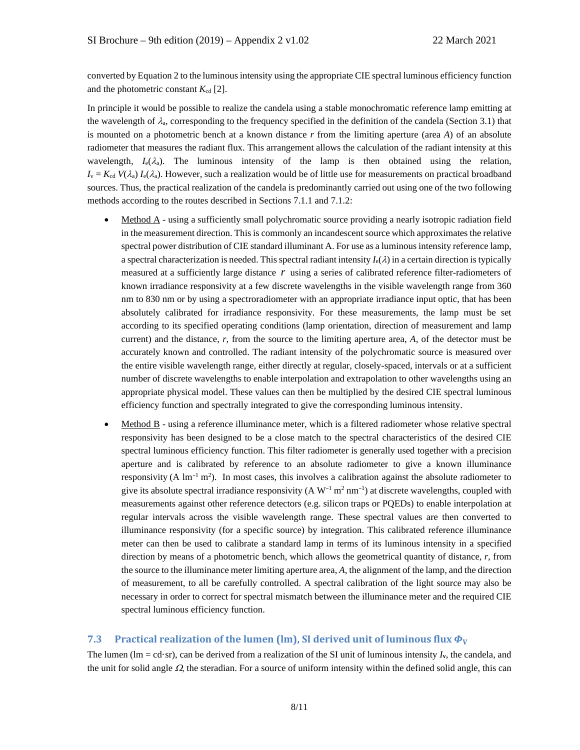converted by Equation 2 to the luminous intensity using the appropriate CIE spectral luminous efficiency function and the photometric constant $K_{cd}$ [2].

In principle it would be possible to realize the candela using a stable monochromatic reference lamp emitting at the wavelength of $\lambda_a$, corresponding to the frequency specified in the definition of the candela (Section 3.1) that is mounted on a photometric bench at a known distance $r$ from the limiting aperture (area $A$) of an absolute radiometer that measures the radiant flux. This arrangement allows the calculation of the radiant intensity at this wavelength, $I_e(\lambda_a)$. The luminous intensity of the lamp is then obtained using the relation, $I_v = K_{cd}\, V(\lambda_a)\, I_e(\lambda_a)$. However, such a realization would be of little use for measurements on practical broadband sources. Thus, the practical realization of the candela is predominantly carried out using one of the two following methods according to the routes described in Sections 7.1.1 and 7.1.2:

- Method A - using a sufficiently small polychromatic source providing a nearly isotropic radiation field in the measurement direction. This is commonly an incandescent source which approximates the relative spectral power distribution of CIE standard illuminant A. For use as a luminous intensity reference lamp, a spectral characterization is needed. This spectral radiant intensity $I_e(\lambda)$ in a certain direction is typically measured at a sufficiently large distance $r$ using a series of calibrated reference filter-radiometers of known irradiance responsivity at a few discrete wavelengths in the visible wavelength range from 360 nm to 830 nm or by using a spectroradiometer with an appropriate irradiance input optic, that has been absolutely calibrated for irradiance responsivity. For these measurements, the lamp must be set according to its specified operating conditions (lamp orientation, direction of measurement and lamp current) and the distance, $r$, from the source to the limiting aperture area, $A$, of the detector must be accurately known and controlled. The radiant intensity of the polychromatic source is measured over the entire visible wavelength range, either directly at regular, closely-spaced, intervals or at a sufficient number of discrete wavelengths to enable interpolation and extrapolation to other wavelengths using an appropriate physical model. These values can then be multiplied by the desired CIE spectral luminous efficiency function and spectrally integrated to give the corresponding luminous intensity.
- Method B - using a reference illuminance meter, which is a filtered radiometer whose relative spectral responsivity has been designed to be a close match to the spectral characteristics of the desired CIE spectral luminous efficiency function. This filter radiometer is generally used together with a precision aperture and is calibrated by reference to an absolute radiometer to give a known illuminance responsivity (A $\text{lm}^{-1}$ $\text{m}^2$). In most cases, this involves a calibration against the absolute radiometer to give its absolute spectral irradiance responsivity (A $\text{W}^{-1}$ $\text{m}^2$ $\text{nm}^{-1}$) at discrete wavelengths, coupled with measurements against other reference detectors (e.g. silicon traps or PQEDs) to enable interpolation at regular intervals across the visible wavelength range. These spectral values are then converted to illuminance responsivity (for a specific source) by integration. This calibrated reference illuminance meter can then be used to calibrate a standard lamp in terms of its luminous intensity in a specified direction by means of a photometric bench, which allows the geometrical quantity of distance, $r$, from the source to the illuminance meter limiting aperture area, $A$, the alignment of the lamp, and the direction of measurement, to all be carefully controlled. A spectral calibration of the light source may also be necessary in order to correct for spectral mismatch between the illuminance meter and the required CIE spectral luminous efficiency function.

## 7.3 Practical realization of the lumen (lm), SI derived unit of luminous flux $\Phi_V$

The lumen (lm = cd·sr), can be derived from a realization of the SI unit of luminous intensity $I_v$, the candela, and the unit for solid angle $\Omega$, the steradian. For a source of uniform intensity within the defined solid angle, this can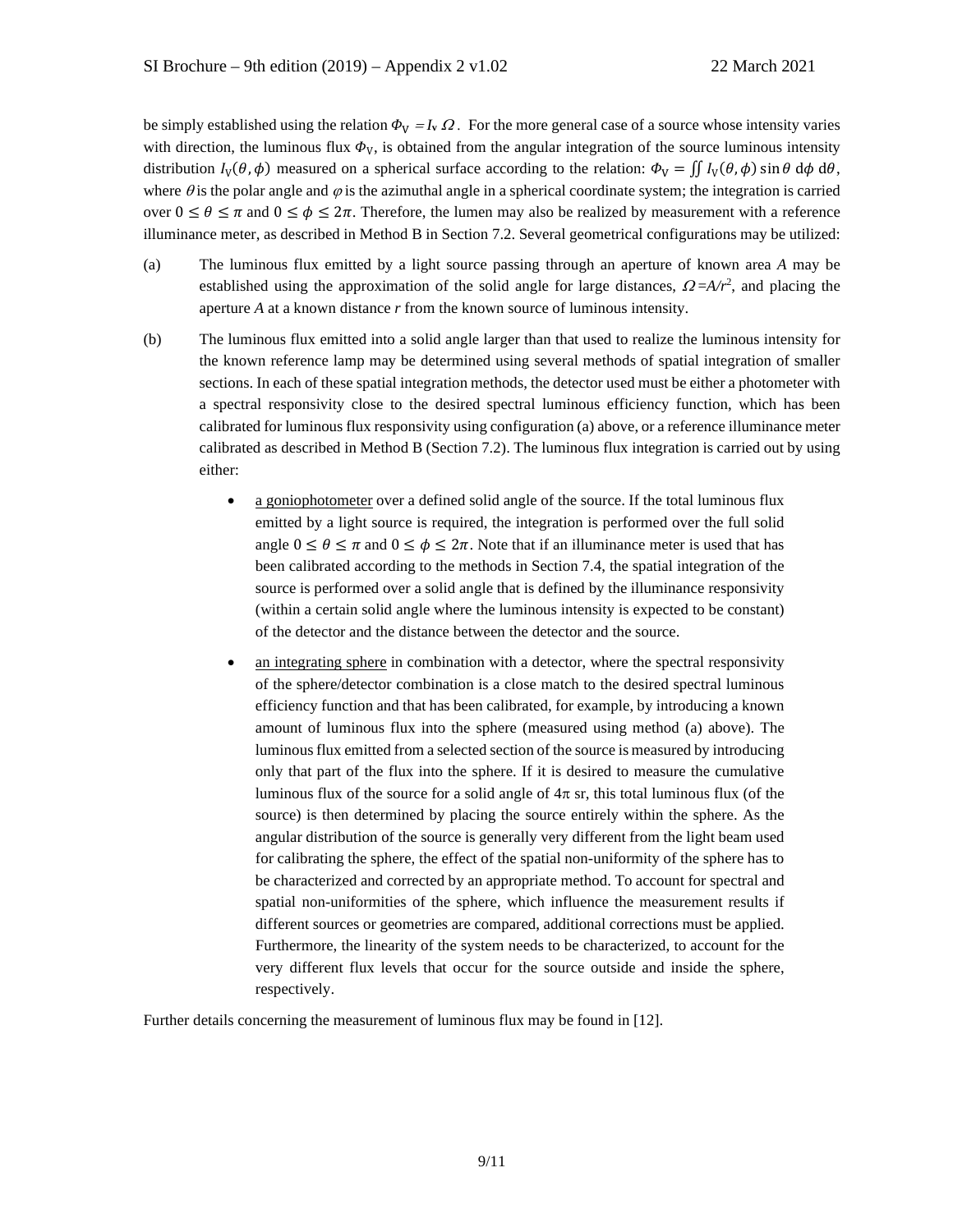be simply established using the relation $\Phi_V = I_v \, \Omega$. For the more general case of a source whose intensity varies with direction, the luminous flux $\Phi_V$, is obtained from the angular integration of the source luminous intensity distribution $I_V(\theta, \phi)$ measured on a spherical surface according to the relation: $\Phi_V = \iint I_V(\theta, \phi) \sin\theta \, \mathrm{d}\phi \, \mathrm{d}\theta$, where $\theta$ is the polar angle and $\varphi$ is the azimuthal angle in a spherical coordinate system; the integration is carried over $0 \leq \theta \leq \pi$ and $0 \leq \phi \leq 2\pi$. Therefore, the lumen may also be realized by measurement with a reference illuminance meter, as described in Method B in Section 7.2. Several geometrical configurations may be utilized:

(a) The luminous flux emitted by a light source passing through an aperture of known area $A$ may be established using the approximation of the solid angle for large distances, $\Omega = A/r^2$, and placing the aperture $A$ at a known distance $r$ from the known source of luminous intensity.

(b) The luminous flux emitted into a solid angle larger than that used to realize the luminous intensity for the known reference lamp may be determined using several methods of spatial integration of smaller sections. In each of these spatial integration methods, the detector used must be either a photometer with a spectral responsivity close to the desired spectral luminous efficiency function, which has been calibrated for luminous flux responsivity using configuration (a) above, or a reference illuminance meter calibrated as described in Method B (Section 7.2). The luminous flux integration is carried out by using either:

- a goniophotometer over a defined solid angle of the source. If the total luminous flux emitted by a light source is required, the integration is performed over the full solid angle $0 \leq \theta \leq \pi$ and $0 \leq \phi \leq 2\pi$. Note that if an illuminance meter is used that has been calibrated according to the methods in Section 7.4, the spatial integration of the source is performed over a solid angle that is defined by the illuminance responsivity (within a certain solid angle where the luminous intensity is expected to be constant) of the detector and the distance between the detector and the source.

- an integrating sphere in combination with a detector, where the spectral responsivity of the sphere/detector combination is a close match to the desired spectral luminous efficiency function and that has been calibrated, for example, by introducing a known amount of luminous flux into the sphere (measured using method (a) above). The luminous flux emitted from a selected section of the source is measured by introducing only that part of the flux into the sphere. If it is desired to measure the cumulative luminous flux of the source for a solid angle of $4\pi$ sr, this total luminous flux (of the source) is then determined by placing the source entirely within the sphere. As the angular distribution of the source is generally very different from the light beam used for calibrating the sphere, the effect of the spatial non-uniformity of the sphere has to be characterized and corrected by an appropriate method. To account for spectral and spatial non-uniformities of the sphere, which influence the measurement results if different sources or geometries are compared, additional corrections must be applied. Furthermore, the linearity of the system needs to be characterized, to account for the very different flux levels that occur for the source outside and inside the sphere, respectively.

Further details concerning the measurement of luminous flux may be found in [12].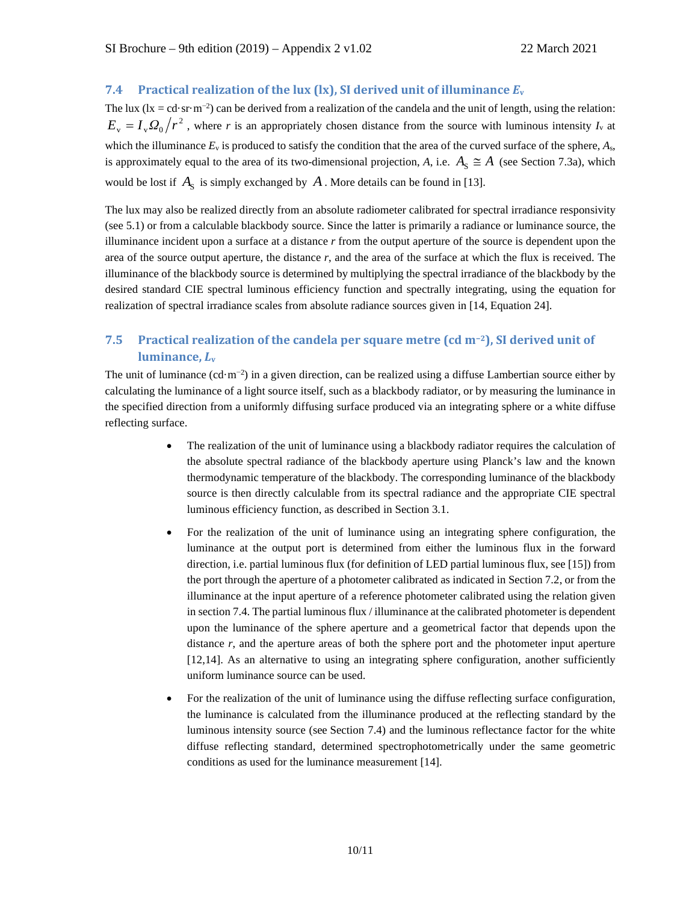## 7.4 Practical realization of the lux (lx), SI derived unit of illuminance $E_v$

The lux (lx = cd·sr·m$^{-2}$) can be derived from a realization of the candela and the unit of length, using the relation: $E_v = I_v \Omega_0 / r^2$, where $r$ is an appropriately chosen distance from the source with luminous intensity $I_v$ at which the illuminance $E_v$ is produced to satisfy the condition that the area of the curved surface of the sphere, $A_s$, is approximately equal to the area of its two-dimensional projection, $A$, i.e. $A_S \cong A$ (see Section 7.3a), which would be lost if $A_S$ is simply exchanged by $A$. More details can be found in [13].

The lux may also be realized directly from an absolute radiometer calibrated for spectral irradiance responsivity (see 5.1) or from a calculable blackbody source. Since the latter is primarily a radiance or luminance source, the illuminance incident upon a surface at a distance $r$ from the output aperture of the source is dependent upon the area of the source output aperture, the distance $r$, and the area of the surface at which the flux is received. The illuminance of the blackbody source is determined by multiplying the spectral irradiance of the blackbody by the desired standard CIE spectral luminous efficiency function and spectrally integrating, using the equation for realization of spectral irradiance scales from absolute radiance sources given in [14, Equation 24].

## 7.5 Practical realization of the candela per square metre (cd m$^{-2}$), SI derived unit of luminance, $L_v$

The unit of luminance (cd·m$^{-2}$) in a given direction, can be realized using a diffuse Lambertian source either by calculating the luminance of a light source itself, such as a blackbody radiator, or by measuring the luminance in the specified direction from a uniformly diffusing surface produced via an integrating sphere or a white diffuse reflecting surface.

- The realization of the unit of luminance using a blackbody radiator requires the calculation of the absolute spectral radiance of the blackbody aperture using Planck's law and the known thermodynamic temperature of the blackbody. The corresponding luminance of the blackbody source is then directly calculable from its spectral radiance and the appropriate CIE spectral luminous efficiency function, as described in Section 3.1.

- For the realization of the unit of luminance using an integrating sphere configuration, the luminance at the output port is determined from either the luminous flux in the forward direction, i.e. partial luminous flux (for definition of LED partial luminous flux, see [15]) from the port through the aperture of a photometer calibrated as indicated in Section 7.2, or from the illuminance at the input aperture of a reference photometer calibrated using the relation given in section 7.4. The partial luminous flux / illuminance at the calibrated photometer is dependent upon the luminance of the sphere aperture and a geometrical factor that depends upon the distance $r$, and the aperture areas of both the sphere port and the photometer input aperture [12,14]. As an alternative to using an integrating sphere configuration, another sufficiently uniform luminance source can be used.

- For the realization of the unit of luminance using the diffuse reflecting surface configuration, the luminance is calculated from the illuminance produced at the reflecting standard by the luminous intensity source (see Section 7.4) and the luminous reflectance factor for the white diffuse reflecting standard, determined spectrophotometrically under the same geometric conditions as used for the luminance measurement [14].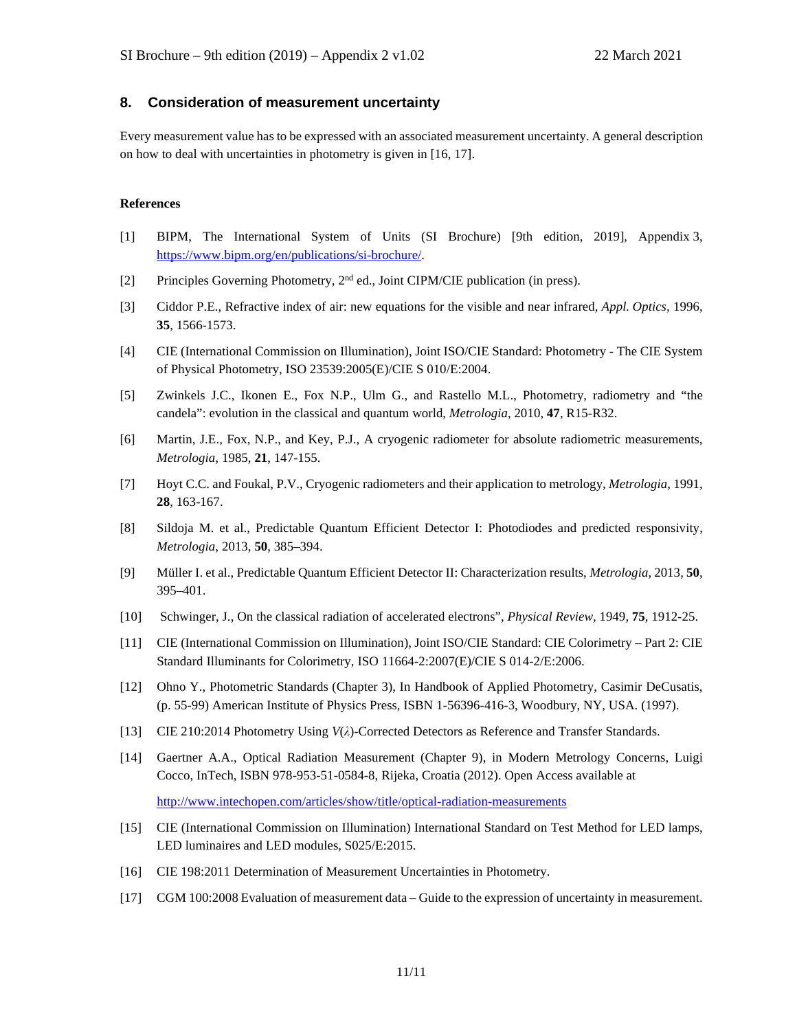## 8. Consideration of measurement uncertainty

Every measurement value has to be expressed with an associated measurement uncertainty. A general description on how to deal with uncertainties in photometry is given in [16, 17].

**References**

[1] BIPM, The International System of Units (SI Brochure) [9th edition, 2019], Appendix 3, https://www.bipm.org/en/publications/si-brochure/.

[2] Principles Governing Photometry, 2nd ed., Joint CIPM/CIE publication (in press).

[3] Ciddor P.E., Refractive index of air: new equations for the visible and near infrared, *Appl. Optics*, 1996, **35**, 1566-1573.

[4] CIE (International Commission on Illumination), Joint ISO/CIE Standard: Photometry - The CIE System of Physical Photometry, ISO 23539:2005(E)/CIE S 010/E:2004.

[5] Zwinkels J.C., Ikonen E., Fox N.P., Ulm G., and Rastello M.L., Photometry, radiometry and "the candela": evolution in the classical and quantum world, *Metrologia*, 2010, **47**, R15-R32.

[6] Martin, J.E., Fox, N.P., and Key, P.J., A cryogenic radiometer for absolute radiometric measurements, *Metrologia*, 1985, **21**, 147-155.

[7] Hoyt C.C. and Foukal, P.V., Cryogenic radiometers and their application to metrology, *Metrologia*, 1991, **28**, 163-167.

[8] Sildoja M. et al., Predictable Quantum Efficient Detector I: Photodiodes and predicted responsivity, *Metrologia*, 2013, **50**, 385–394.

[9] Müller I. et al., Predictable Quantum Efficient Detector II: Characterization results, *Metrologia*, 2013, **50**, 395–401.

[10] Schwinger, J., On the classical radiation of accelerated electrons", *Physical Review*, 1949, **75**, 1912-25.

[11] CIE (International Commission on Illumination), Joint ISO/CIE Standard: CIE Colorimetry – Part 2: CIE Standard Illuminants for Colorimetry, ISO 11664-2:2007(E)/CIE S 014-2/E:2006.

[12] Ohno Y., Photometric Standards (Chapter 3), In Handbook of Applied Photometry, Casimir DeCusatis, (p. 55-99) American Institute of Physics Press, ISBN 1-56396-416-3, Woodbury, NY, USA. (1997).

[13] CIE 210:2014 Photometry Using $V(\lambda)$-Corrected Detectors as Reference and Transfer Standards.

[14] Gaertner A.A., Optical Radiation Measurement (Chapter 9), in Modern Metrology Concerns, Luigi Cocco, InTech, ISBN 978-953-51-0584-8, Rijeka, Croatia (2012). Open Access available at

http://www.intechopen.com/articles/show/title/optical-radiation-measurements

[15] CIE (International Commission on Illumination) International Standard on Test Method for LED lamps, LED luminaires and LED modules, S025/E:2015.

[16] CIE 198:2011 Determination of Measurement Uncertainties in Photometry.

[17] CGM 100:2008 Evaluation of measurement data – Guide to the expression of uncertainty in measurement.